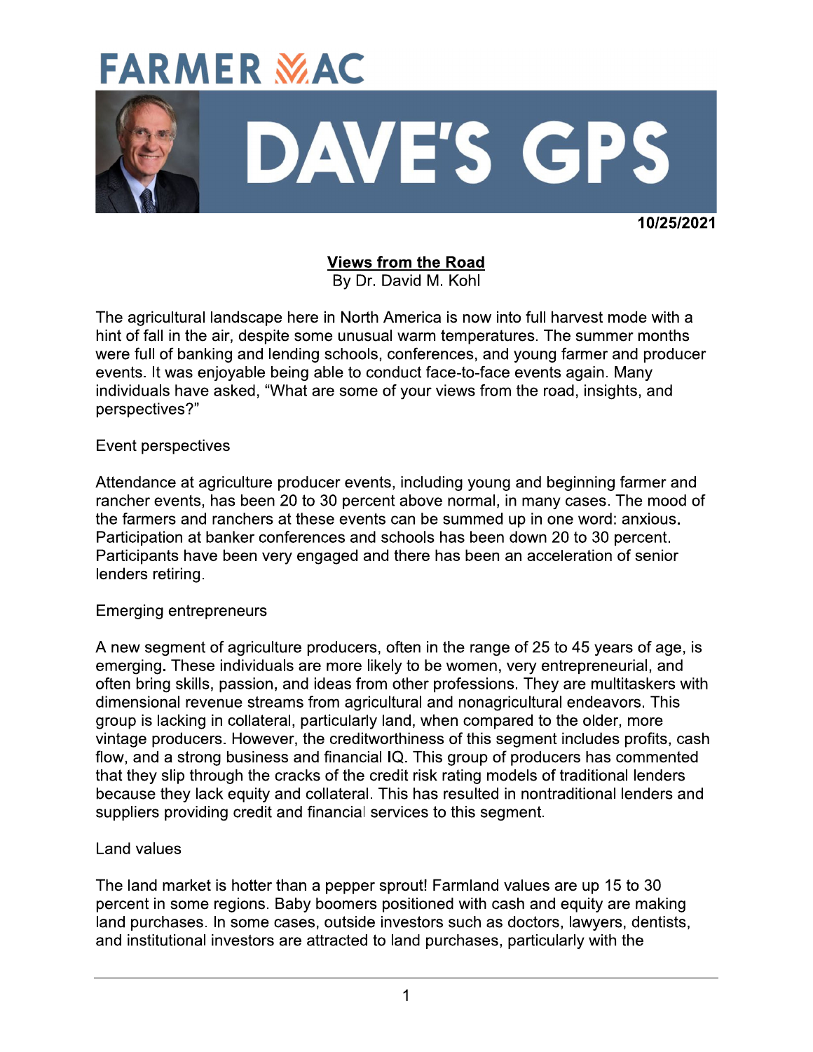# FARMER MAC

# DAVE'S GPS

**10/25/2021**

## Views from the Road

By Dr. David M. Kohl

The agricultural landscape here in North America is now into full harvest mode with a hint of fall in the air, despite some unusual warm temperatures. The summer months were full of banking and lending schools, conferences, and young farmer and producer events. It was enjoyable being able to conduct face-to-face events again. Many individuals have asked, "What are some of your views from the road, insights, and perspectives?"

### Event perspectives

Attendance at agriculture producer events, including young and beginning farmer and rancher events, has been 20 to 30 percent above normal, in many cases. The mood of the farmers and ranchers at these events can be summed up in one word: anxious. Participation at banker conferences and schools has been down 20 to 30 percent. Participants have been very engaged and there has been an acceleration of senior lenders retiring.

### Emerging entrepreneurs

A new segment of agriculture producers, often in the range of 25 to 45 years of age, is emerging. These individuals are more likely to be women, very entrepreneurial, and often bring skills, passion, and ideas from other professions. They are multitaskers with dimensional revenue streams from agricultural and nonagricultural endeavors. This group is lacking in collateral, particularly land, when compared to the older, more vintage producers. However, the creditworthiness of this segment includes profits, cash flow, and a strong business and financial IQ. This group of producers has commented that they slip through the cracks of the credit risk rating models of traditional lenders because they lack equity and collateral. This has resulted in nontraditional lenders and suppliers providing credit and financial services to this segment.

### Land values

The land market is hotter than a pepper sprout! Farmland values are up 15 to 30 percent in some regions. Baby boomers positioned with cash and equity are making land purchases. In some cases, outside investors such as doctors, lawyers, dentists, and institutional investors are attracted to land purchases, particularly with the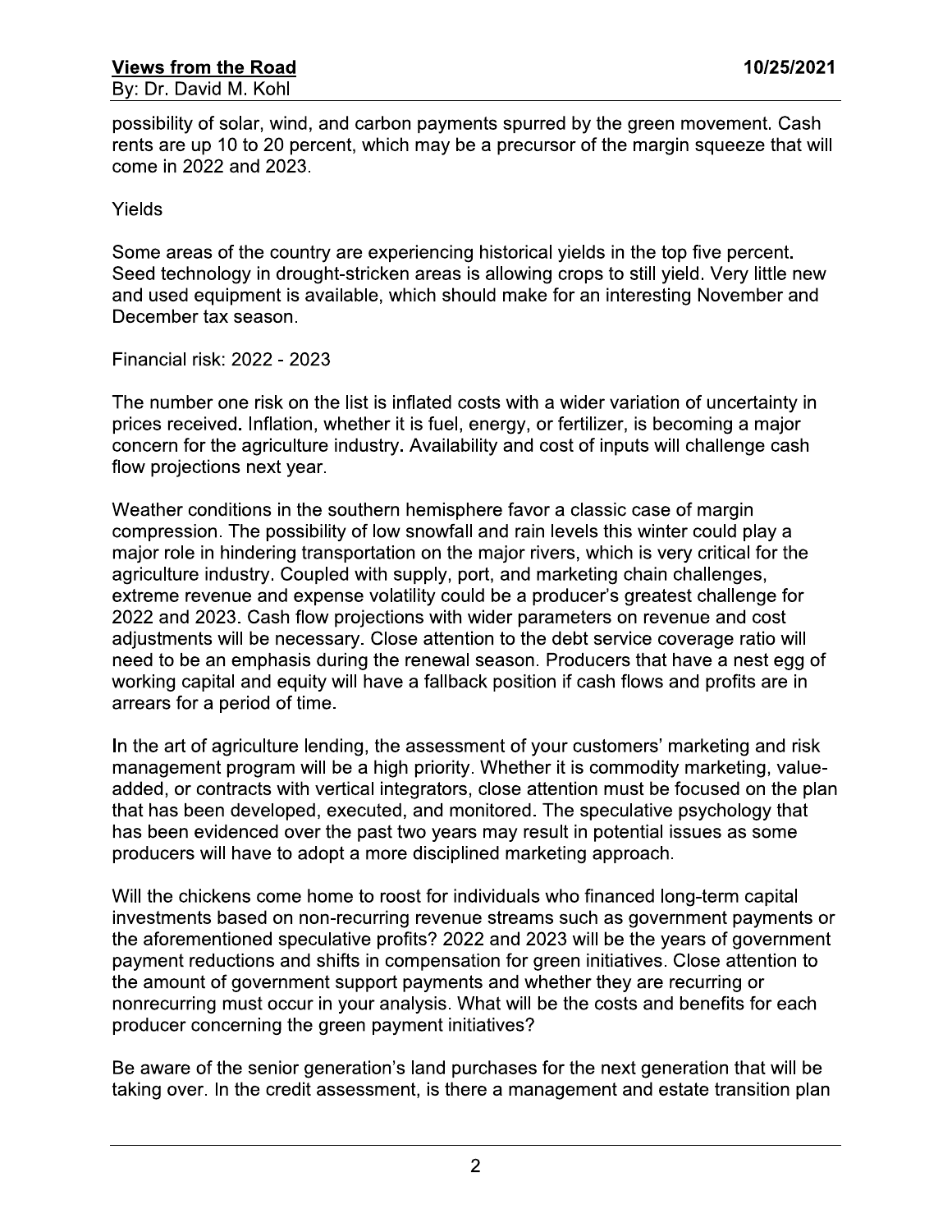possibility of solar, wind, and carbon payments spurred by the green movement. Cash rents are up 10 to 20 percent, which may be a precursor of the margin squeeze that will come in 2022 and 2023.

Yields

Some areas of the country are experiencing historical yields in the top five percent. Seed technology in drought-stricken areas is allowing crops to still yield. Very little new and used equipment is available, which should make for an interesting November and December tax season.

Financial risk: 2022 - 2023

The number one risk on the list is inflated costs with a wider variation of uncertainty in prices received. Inflation, whether it is fuel, energy, or fertilizer, is becoming a major concern for the agriculture industry. Availability and cost of inputs will challenge cash flow projections next year.

Weather conditions in the southern hemisphere favor a classic case of margin compression. The possibility of low snowfall and rain levels this winter could play a major role in hindering transportation on the major rivers, which is very critical for the agriculture industry. Coupled with supply, port, and marketing chain challenges, extreme revenue and expense volatility could be a producer's greatest challenge for 2022 and 2023. Cash flow projections with wider parameters on revenue and cost adjustments will be necessary. Close attention to the debt service coverage ratio will need to be an emphasis during the renewal season. Producers that have a nest egg of working capital and equity will have a fallback position if cash flows and profits are in arrears for a period of time.

In the art of agriculture lending, the assessment of your customers' marketing and risk management program will be a high priority. Whether it is commodity marketing, value-added, or contracts with vertical integrators, close attention must be focused on the plan that has been developed, executed, and monitored. The speculative psychology that has been evidenced over the past two years may result in potential issues as some producers will have to adopt a more disciplined marketing approach.

Will the chickens come home to roost for individuals who financed long-term capital investments based on non-recurring revenue streams such as government payments or the aforementioned speculative profits? 2022 and 2023 will be the years of government payment reductions and shifts in compensation for green initiatives. Close attention to the amount of government support payments and whether they are recurring or nonrecurring must occur in your analysis. What will be the costs and benefits for each producer concerning the green payment initiatives?

Be aware of the senior generation's land purchases for the next generation that will be taking over. In the credit assessment, is there a management and estate transition plan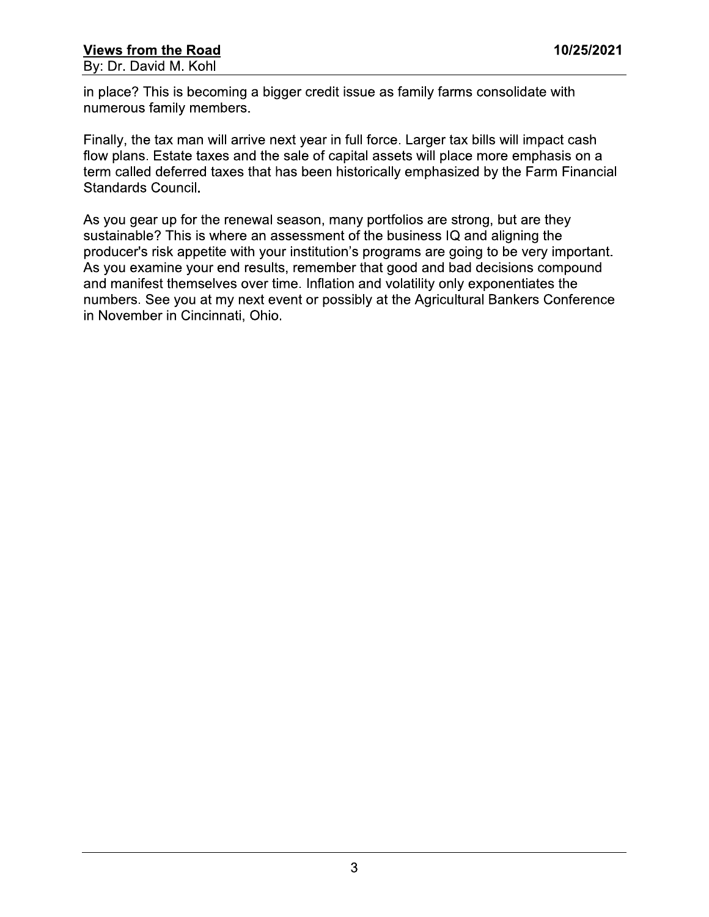in place? This is becoming a bigger credit issue as family farms consolidate with numerous family members.

Finally, the tax man will arrive next year in full force. Larger tax bills will impact cash flow plans. Estate taxes and the sale of capital assets will place more emphasis on a term called deferred taxes that has been historically emphasized by the Farm Financial Standards Council.

As you gear up for the renewal season, many portfolios are strong, but are they sustainable? This is where an assessment of the business IQ and aligning the producer's risk appetite with your institution's programs are going to be very important. As you examine your end results, remember that good and bad decisions compound and manifest themselves over time. Inflation and volatility only exponentiates the numbers. See you at my next event or possibly at the Agricultural Bankers Conference in November in Cincinnati, Ohio.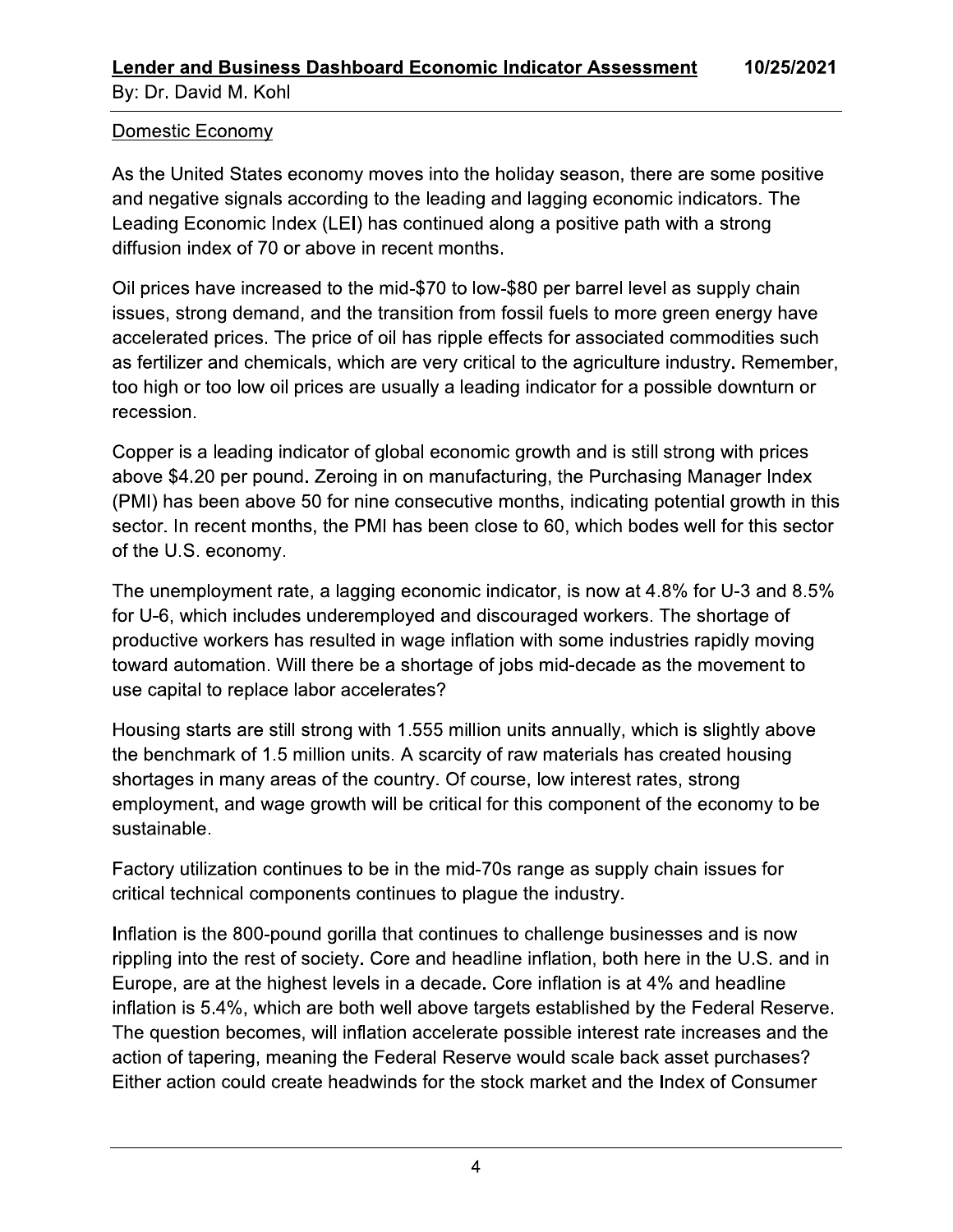Domestic Economy

As the United States economy moves into the holiday season, there are some positive and negative signals according to the leading and lagging economic indicators. The Leading Economic Index (LEI) has continued along a positive path with a strong diffusion index of 70 or above in recent months.

Oil prices have increased to the mid-$70 to low-$80 per barrel level as supply chain issues, strong demand, and the transition from fossil fuels to more green energy have accelerated prices. The price of oil has ripple effects for associated commodities such as fertilizer and chemicals, which are very critical to the agriculture industry. Remember, too high or too low oil prices are usually a leading indicator for a possible downturn or recession.

Copper is a leading indicator of global economic growth and is still strong with prices above $4.20 per pound. Zeroing in on manufacturing, the Purchasing Manager Index (PMI) has been above 50 for nine consecutive months, indicating potential growth in this sector. In recent months, the PMI has been close to 60, which bodes well for this sector of the U.S. economy.

The unemployment rate, a lagging economic indicator, is now at 4.8% for U-3 and 8.5% for U-6, which includes underemployed and discouraged workers. The shortage of productive workers has resulted in wage inflation with some industries rapidly moving toward automation. Will there be a shortage of jobs mid-decade as the movement to use capital to replace labor accelerates?

Housing starts are still strong with 1.555 million units annually, which is slightly above the benchmark of 1.5 million units. A scarcity of raw materials has created housing shortages in many areas of the country. Of course, low interest rates, strong employment, and wage growth will be critical for this component of the economy to be sustainable.

Factory utilization continues to be in the mid-70s range as supply chain issues for critical technical components continues to plague the industry.

Inflation is the 800-pound gorilla that continues to challenge businesses and is now rippling into the rest of society. Core and headline inflation, both here in the U.S. and in Europe, are at the highest levels in a decade. Core inflation is at 4% and headline inflation is 5.4%, which are both well above targets established by the Federal Reserve. The question becomes, will inflation accelerate possible interest rate increases and the action of tapering, meaning the Federal Reserve would scale back asset purchases? Either action could create headwinds for the stock market and the Index of Consumer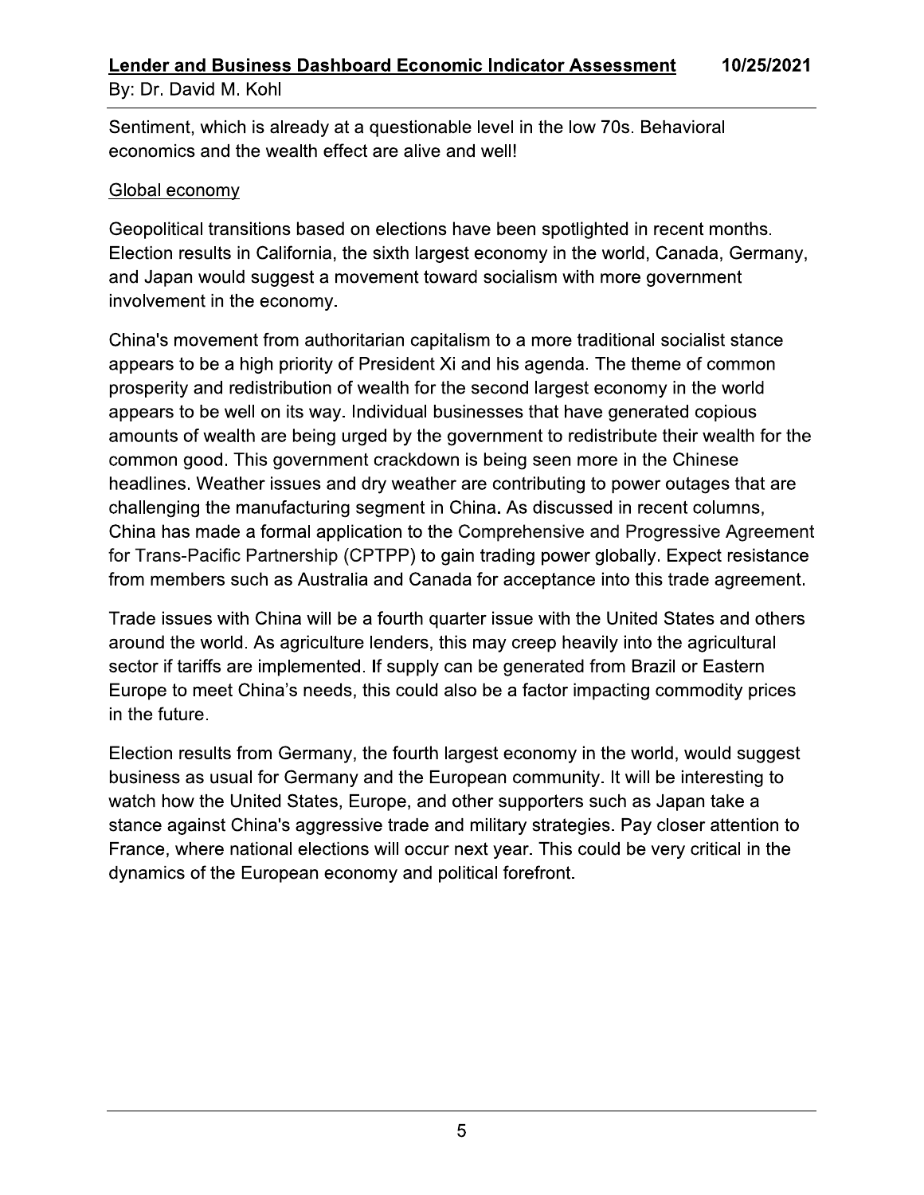Sentiment, which is already at a questionable level in the low 70s. Behavioral economics and the wealth effect are alive and well!

## Global economy

Geopolitical transitions based on elections have been spotlighted in recent months. Election results in California, the sixth largest economy in the world, Canada, Germany, and Japan would suggest a movement toward socialism with more government involvement in the economy.

China's movement from authoritarian capitalism to a more traditional socialist stance appears to be a high priority of President Xi and his agenda. The theme of common prosperity and redistribution of wealth for the second largest economy in the world appears to be well on its way. Individual businesses that have generated copious amounts of wealth are being urged by the government to redistribute their wealth for the common good. This government crackdown is being seen more in the Chinese headlines. Weather issues and dry weather are contributing to power outages that are challenging the manufacturing segment in China. As discussed in recent columns, China has made a formal application to the Comprehensive and Progressive Agreement for Trans-Pacific Partnership (CPTPP) to gain trading power globally. Expect resistance from members such as Australia and Canada for acceptance into this trade agreement.

Trade issues with China will be a fourth quarter issue with the United States and others around the world. As agriculture lenders, this may creep heavily into the agricultural sector if tariffs are implemented. If supply can be generated from Brazil or Eastern Europe to meet China's needs, this could also be a factor impacting commodity prices in the future.

Election results from Germany, the fourth largest economy in the world, would suggest business as usual for Germany and the European community. It will be interesting to watch how the United States, Europe, and other supporters such as Japan take a stance against China's aggressive trade and military strategies. Pay closer attention to France, where national elections will occur next year. This could be very critical in the dynamics of the European economy and political forefront.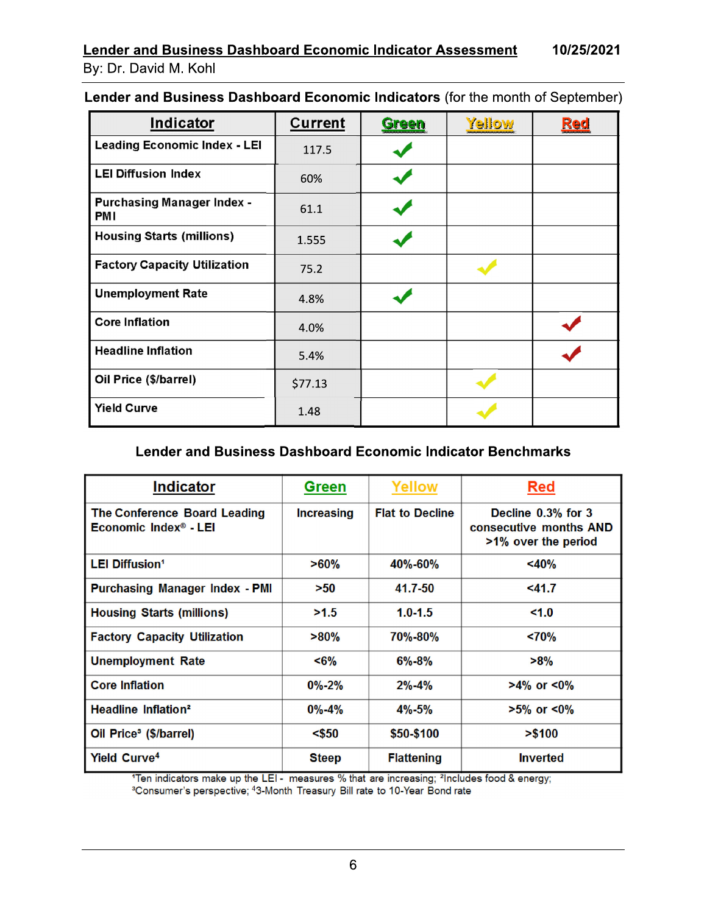**Lender and Business Dashboard Economic Indicator Assessment** **10/25/2021**

By: Dr. David M. Kohl

**Lender and Business Dashboard Economic Indicators** (for the month of September)

| Indicator | Current | Green | Yellow | Red |
|---|---|---|---|---|
| Leading Economic Index - LEI | 117.5 | ✓ | | |
| LEI Diffusion Index | 60% | ✓ | | |
| Purchasing Manager Index - PMI | 61.1 | ✓ | | |
| Housing Starts (millions) | 1.555 | ✓ | | |
| Factory Capacity Utilization | 75.2 | | ✓ | |
| Unemployment Rate | 4.8% | ✓ | | |
| Core Inflation | 4.0% | | | ✓ |
| Headline Inflation | 5.4% | | | ✓ |
| Oil Price ($/barrel) | $77.13 | | ✓ | |
| Yield Curve | 1.48 | | ✓ | |

**Lender and Business Dashboard Economic Indicator Benchmarks**

| Indicator | Green | Yellow | Red |
|---|---|---|---|
| The Conference Board Leading Economic Index® - LEI | Increasing | Flat to Decline | Decline 0.3% for 3 consecutive months AND >1% over the period |
| LEI Diffusion[1] | >60% | 40%-60% | <40% |
| Purchasing Manager Index - PMI | >50 | 41.7-50 | <41.7 |
| Housing Starts (millions) | >1.5 | 1.0-1.5 | <1.0 |
| Factory Capacity Utilization | >80% | 70%-80% | <70% |
| Unemployment Rate | <6% | 6%-8% | >8% |
| Core Inflation | 0%-2% | 2%-4% | >4% or <0% |
| Headline Inflation[2] | 0%-4% | 4%-5% | >5% or <0% |
| Oil Price[3] ($/barrel) | <$50 | $50-$100 | >$100 |
| Yield Curve[4] | Steep | Flattening | Inverted |

[1]Ten indicators make up the LEI - measures % that are increasing; [2]Includes food & energy; [3]Consumer's perspective; [4]3-Month Treasury Bill rate to 10-Year Bond rate